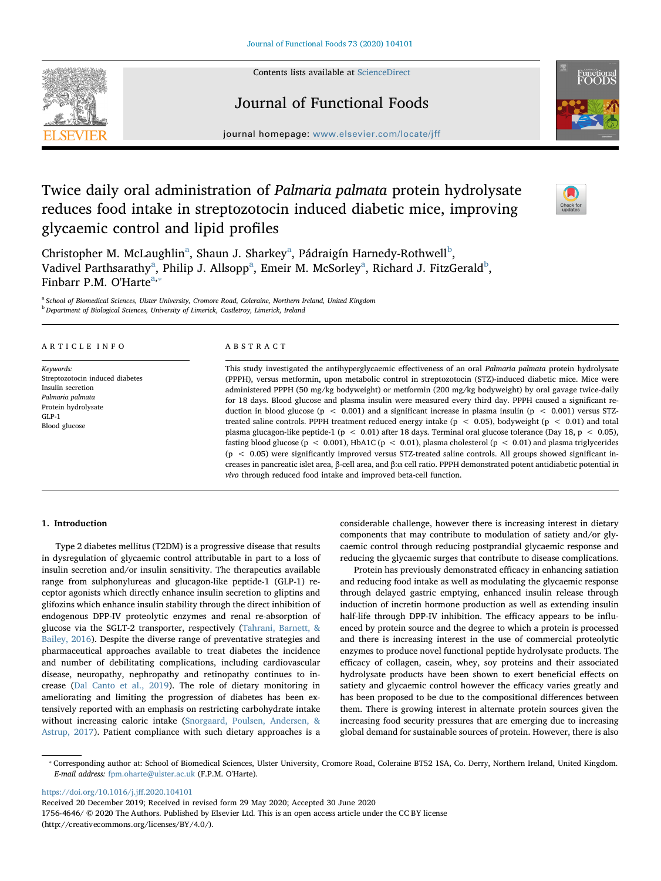# Twice daily oral administration of *Palmaria palmata* protein hydrolysate reduces food intake in streptozotocin induced diabetic mice, improving glycaemic control and lipid profiles

Christopher M. McLaughlin[a], Shaun J. Sharkey[a], Pádraigín Harnedy-Rothwell[b], Vadivel Parthsarathy[a], Philip J. Allsopp[a], Emeir M. McSorley[a], Richard J. FitzGerald[b], Finbarr P.M. O'Harte[a,*]

[a] School of Biomedical Sciences, Ulster University, Cromore Road, Coleraine, Northern Ireland, United Kingdom
[b] Department of Biological Sciences, University of Limerick, Castletroy, Limerick, Ireland

## ARTICLE INFO

*Keywords:*
Streptozotocin induced diabetes
Insulin secretion
*Palmaria palmata*
Protein hydrolysate
GLP-1
Blood glucose

## ABSTRACT

This study investigated the antihyperglycaemic effectiveness of an oral *Palmaria palmata* protein hydrolysate (PPPH), versus metformin, upon metabolic control in streptozotocin (STZ)-induced diabetic mice. Mice were administered PPPH (50 mg/kg bodyweight) or metformin (200 mg/kg bodyweight) by oral gavage twice-daily for 18 days. Blood glucose and plasma insulin were measured every third day. PPPH caused a significant reduction in blood glucose ($p < 0.001$) and a significant increase in plasma insulin ($p < 0.001$) versus STZ-treated saline controls. PPPH treatment reduced energy intake ($p < 0.05$), bodyweight ($p < 0.01$) and total plasma glucagon-like peptide-1 ($p < 0.01$) after 18 days. Terminal oral glucose tolerance (Day 18, $p < 0.05$), fasting blood glucose ($p < 0.001$), HbA1C ($p < 0.01$), plasma cholesterol ($p < 0.01$) and plasma triglycerides ($p < 0.05$) were significantly improved versus STZ-treated saline controls. All groups showed significant increases in pancreatic islet area, β-cell area, and β:α cell ratio. PPPH demonstrated potent antidiabetic potential *in vivo* through reduced food intake and improved beta-cell function.

## 1. Introduction

Type 2 diabetes mellitus (T2DM) is a progressive disease that results in dysregulation of glycaemic control attributable in part to a loss of insulin secretion and/or insulin sensitivity. The therapeutics available range from sulphonylureas and glucagon-like peptide-1 (GLP-1) receptor agonists which directly enhance insulin secretion to gliptins and glifozins which enhance insulin stability through the direct inhibition of endogenous DPP-IV proteolytic enzymes and renal re-absorption of glucose via the SGLT-2 transporter, respectively (Tahrani, Barnett, & Bailey, 2016). Despite the diverse range of preventative strategies and pharmaceutical approaches available to treat diabetes the incidence and number of debilitating complications, including cardiovascular disease, neuropathy, nephropathy and retinopathy continues to increase (Dal Canto et al., 2019). The role of dietary monitoring in ameliorating and limiting the progression of diabetes has been extensively reported with an emphasis on restricting carbohydrate intake without increasing caloric intake (Snorgaard, Poulsen, Andersen, & Astrup, 2017). Patient compliance with such dietary approaches is a considerable challenge, however there is increasing interest in dietary components that may contribute to modulation of satiety and/or glycaemic control through reducing postprandial glycaemic response and reducing the glycaemic surges that contribute to disease complications.

Protein has previously demonstrated efficacy in enhancing satiation and reducing food intake as well as modulating the glycaemic response through delayed gastric emptying, enhanced insulin release through induction of incretin hormone production as well as extending insulin half-life through DPP-IV inhibition. The efficacy appears to be influenced by protein source and the degree to which a protein is processed and there is increasing interest in the use of commercial proteolytic enzymes to produce novel functional peptide hydrolysate products. The efficacy of collagen, casein, whey, soy proteins and their associated hydrolysate products have been shown to exert beneficial effects on satiety and glycaemic control however the efficacy varies greatly and has been proposed to be due to the compositional differences between them. There is growing interest in alternate protein sources given the increasing food security pressures that are emerging due to increasing global demand for sustainable sources of protein. However, there is also

---

* Corresponding author at: School of Biomedical Sciences, Ulster University, Cromore Road, Coleraine BT52 1SA, Co. Derry, Northern Ireland, United Kingdom.
*E-mail address:* fpm.oharte@ulster.ac.uk (F.P.M. O'Harte).

https://doi.org/10.1016/j.jff.2020.104101
Received 20 December 2019; Received in revised form 29 May 2020; Accepted 30 June 2020
1756-4646/ © 2020 The Authors. Published by Elsevier Ltd. This is an open access article under the CC BY license (http://creativecommons.org/licenses/BY/4.0/).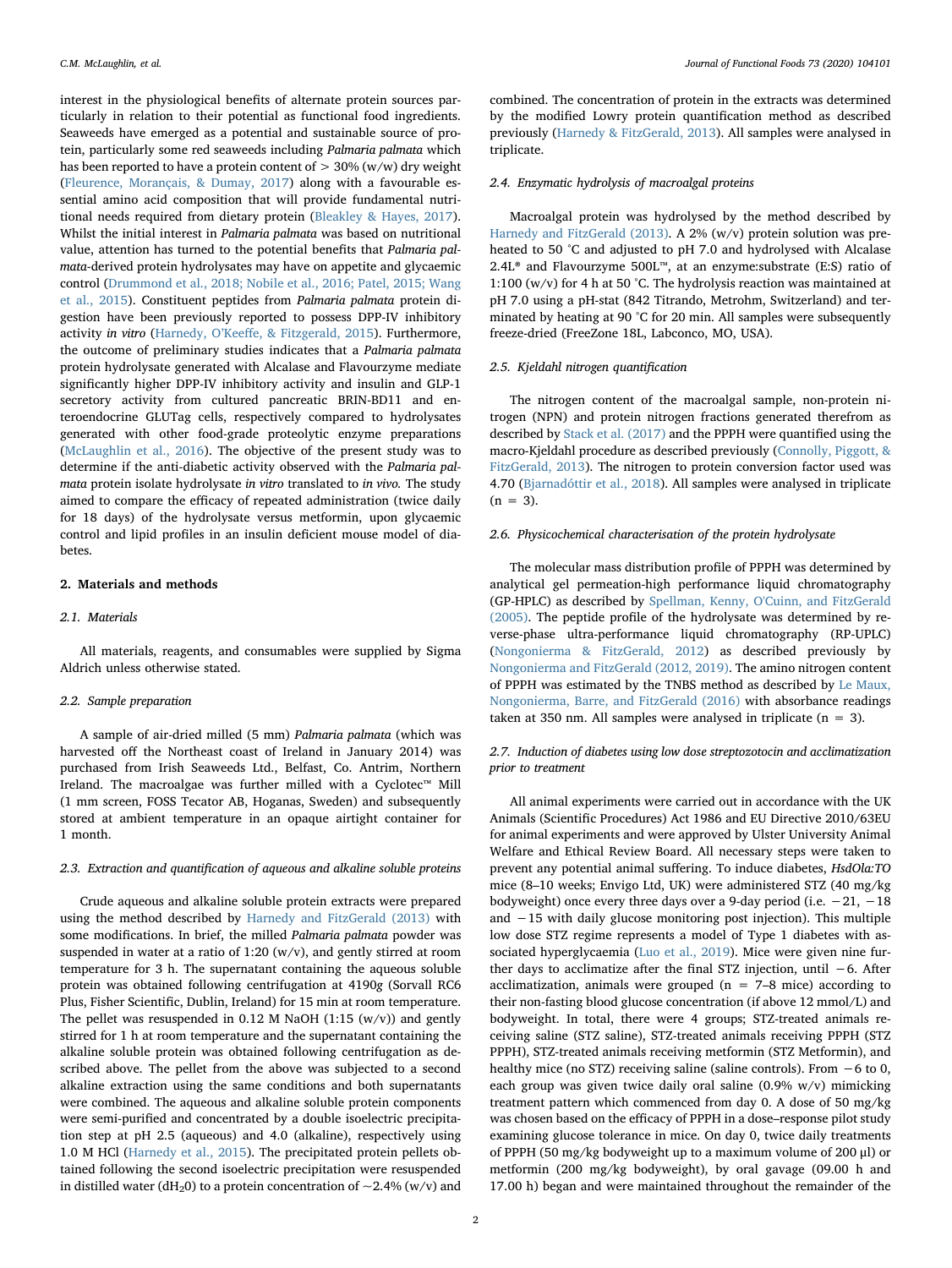interest in the physiological benefits of alternate protein sources particularly in relation to their potential as functional food ingredients. Seaweeds have emerged as a potential and sustainable source of protein, particularly some red seaweeds including *Palmaria palmata* which has been reported to have a protein content of > 30% (w/w) dry weight (Fleurence, Morançais, & Dumay, 2017) along with a favourable essential amino acid composition that will provide fundamental nutritional needs required from dietary protein (Bleakley & Hayes, 2017). Whilst the initial interest in *Palmaria palmata* was based on nutritional value, attention has turned to the potential benefits that *Palmaria palmata*-derived protein hydrolysates may have on appetite and glycaemic control (Drummond et al., 2018; Nobile et al., 2016; Patel, 2015; Wang et al., 2015). Constituent peptides from *Palmaria palmata* protein digestion have been previously reported to possess DPP-IV inhibitory activity *in vitro* (Harnedy, O'Keeffe, & Fitzgerald, 2015). Furthermore, the outcome of preliminary studies indicates that a *Palmaria palmata* protein hydrolysate generated with Alcalase and Flavourzyme mediate significantly higher DPP-IV inhibitory activity and insulin and GLP-1 secretory activity from cultured pancreatic BRIN-BD11 and enteroendocrine GLUTag cells, respectively compared to hydrolysates generated with other food-grade proteolytic enzyme preparations (McLaughlin et al., 2016). The objective of the present study was to determine if the anti-diabetic activity observed with the *Palmaria palmata* protein isolate hydrolysate *in vitro* translated to *in vivo*. The study aimed to compare the efficacy of repeated administration (twice daily for 18 days) of the hydrolysate versus metformin, upon glycaemic control and lipid profiles in an insulin deficient mouse model of diabetes.

## 2. Materials and methods

### 2.1. Materials

All materials, reagents, and consumables were supplied by Sigma Aldrich unless otherwise stated.

### 2.2. Sample preparation

A sample of air-dried milled (5 mm) *Palmaria palmata* (which was harvested off the Northeast coast of Ireland in January 2014) was purchased from Irish Seaweeds Ltd., Belfast, Co. Antrim, Northern Ireland. The macroalgae was further milled with a Cyclotec™ Mill (1 mm screen, FOSS Tecator AB, Hoganas, Sweden) and subsequently stored at ambient temperature in an opaque airtight container for 1 month.

### 2.3. Extraction and quantification of aqueous and alkaline soluble proteins

Crude aqueous and alkaline soluble protein extracts were prepared using the method described by Harnedy and FitzGerald (2013) with some modifications. In brief, the milled *Palmaria palmata* powder was suspended in water at a ratio of 1:20 (w/v), and gently stirred at room temperature for 3 h. The supernatant containing the aqueous soluble protein was obtained following centrifugation at 4190*g* (Sorvall RC6 Plus, Fisher Scientific, Dublin, Ireland) for 15 min at room temperature. The pellet was resuspended in 0.12 M NaOH (1:15 (w/v)) and gently stirred for 1 h at room temperature and the supernatant containing the alkaline soluble protein was obtained following centrifugation as described above. The pellet from the above was subjected to a second alkaline extraction using the same conditions and both supernatants were combined. The aqueous and alkaline soluble protein components were semi-purified and concentrated by a double isoelectric precipitation step at pH 2.5 (aqueous) and 4.0 (alkaline), respectively using 1.0 M HCl (Harnedy et al., 2015). The precipitated protein pellets obtained following the second isoelectric precipitation were resuspended in distilled water ($dH_20$) to a protein concentration of ~2.4% (w/v) and combined. The concentration of protein in the extracts was determined by the modified Lowry protein quantification method as described previously (Harnedy & FitzGerald, 2013). All samples were analysed in triplicate.

### 2.4. Enzymatic hydrolysis of macroalgal proteins

Macroalgal protein was hydrolysed by the method described by Harnedy and FitzGerald (2013). A 2% (w/v) protein solution was preheated to 50 °C and adjusted to pH 7.0 and hydrolysed with Alcalase 2.4L® and Flavourzyme 500L™, at an enzyme:substrate (E:S) ratio of 1:100 (w/v) for 4 h at 50 °C. The hydrolysis reaction was maintained at pH 7.0 using a pH-stat (842 Titrando, Metrohm, Switzerland) and terminated by heating at 90 °C for 20 min. All samples were subsequently freeze-dried (FreeZone 18L, Labconco, MO, USA).

### 2.5. Kjeldahl nitrogen quantification

The nitrogen content of the macroalgal sample, non-protein nitrogen (NPN) and protein nitrogen fractions generated therefrom as described by Stack et al. (2017) and the PPPH were quantified using the macro-Kjeldahl procedure as described previously (Connolly, Piggott, & FitzGerald, 2013). The nitrogen to protein conversion factor used was 4.70 (Bjarnadóttir et al., 2018). All samples were analysed in triplicate (n = 3).

### 2.6. Physicochemical characterisation of the protein hydrolysate

The molecular mass distribution profile of PPPH was determined by analytical gel permeation-high performance liquid chromatography (GP-HPLC) as described by Spellman, Kenny, O'Cuinn, and FitzGerald (2005). The peptide profile of the hydrolysate was determined by reverse-phase ultra-performance liquid chromatography (RP-UPLC) (Nongonierma & FitzGerald, 2012) as described previously by Nongonierma and FitzGerald (2012, 2019). The amino nitrogen content of PPPH was estimated by the TNBS method as described by Le Maux, Nongonierma, Barre, and FitzGerald (2016) with absorbance readings taken at 350 nm. All samples were analysed in triplicate (n = 3).

### 2.7. Induction of diabetes using low dose streptozotocin and acclimatization prior to treatment

All animal experiments were carried out in accordance with the UK Animals (Scientific Procedures) Act 1986 and EU Directive 2010/63EU for animal experiments and were approved by Ulster University Animal Welfare and Ethical Review Board. All necessary steps were taken to prevent any potential animal suffering. To induce diabetes, *HsdOla:TO* mice (8–10 weeks; Envigo Ltd, UK) were administered STZ (40 mg/kg bodyweight) once every three days over a 9-day period (i.e. −21, −18 and −15 with daily glucose monitoring post injection). This multiple low dose STZ regime represents a model of Type 1 diabetes with associated hyperglycaemia (Luo et al., 2019). Mice were given nine further days to acclimatize after the final STZ injection, until −6. After acclimatization, animals were grouped (n = 7–8 mice) according to their non-fasting blood glucose concentration (if above 12 mmol/L) and bodyweight. In total, there were 4 groups; STZ-treated animals receiving saline (STZ saline), STZ-treated animals receiving PPPH (STZ PPPH), STZ-treated animals receiving metformin (STZ Metformin), and healthy mice (no STZ) receiving saline (saline controls). From −6 to 0, each group was given twice daily oral saline (0.9% w/v) mimicking treatment pattern which commenced from day 0. A dose of 50 mg/kg was chosen based on the efficacy of PPPH in a dose–response pilot study examining glucose tolerance in mice. On day 0, twice daily treatments of PPPH (50 mg/kg bodyweight up to a maximum volume of 200 µl) or metformin (200 mg/kg bodyweight), by oral gavage (09.00 h and 17.00 h) began and were maintained throughout the remainder of the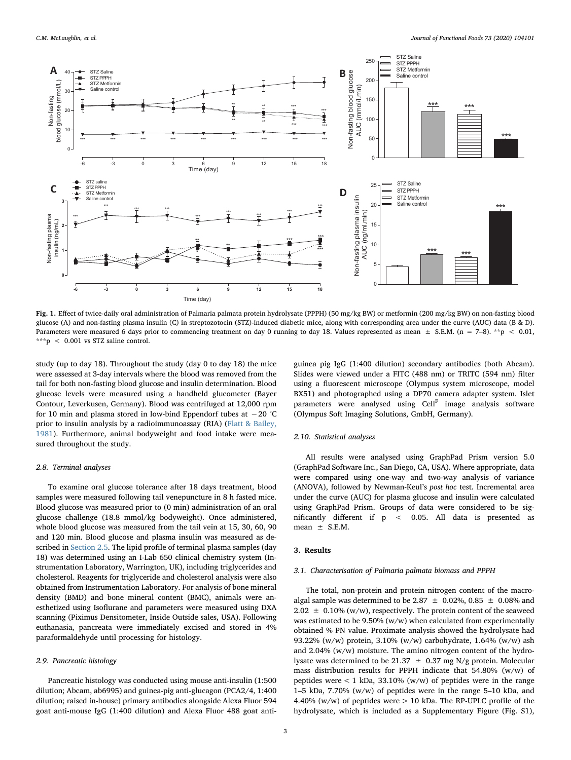**Fig. 1.** Effect of twice-daily oral administration of Palmaria palmata protein hydrolysate (PPPH) (50 mg/kg BW) or metformin (200 mg/kg BW) on non-fasting blood glucose (A) and non-fasting plasma insulin (C) in streptozotocin (STZ)-induced diabetic mice, along with corresponding area under the curve (AUC) data (B & D). Parameters were measured 6 days prior to commencing treatment on day 0 running to day 18. Values represented as mean ± S.E.M. (n = 7–8). **$p < 0.01$, ***$p < 0.001$ vs STZ saline control.

study (up to day 18). Throughout the study (day 0 to day 18) the mice were assessed at 3-day intervals where the blood was removed from the tail for both non-fasting blood glucose and insulin determination. Blood glucose levels were measured using a handheld glucometer (Bayer Contour, Leverkusen, Germany). Blood was centrifuged at 12,000 rpm for 10 min and plasma stored in low-bind Eppendorf tubes at −20 °C prior to insulin analysis by a radioimmunoassay (RIA) (Flatt & Bailey, 1981). Furthermore, animal bodyweight and food intake were measured throughout the study.

### 2.8. Terminal analyses

To examine oral glucose tolerance after 18 days treatment, blood samples were measured following tail venepuncture in 8 h fasted mice. Blood glucose was measured prior to (0 min) administration of an oral glucose challenge (18.8 mmol/kg bodyweight). Once administered, whole blood glucose was measured from the tail vein at 15, 30, 60, 90 and 120 min. Blood glucose and plasma insulin was measured as described in Section 2.5. The lipid profile of terminal plasma samples (day 18) was determined using an I-Lab 650 clinical chemistry system (Instrumentation Laboratory, Warrington, UK), including triglycerides and cholesterol. Reagents for triglyceride and cholesterol analysis were also obtained from Instrumentation Laboratory. For analysis of bone mineral density (BMD) and bone mineral content (BMC), animals were anesthetized using Isoflurane and parameters were measured using DXA scanning (Piximus Densitometer, Inside Outside sales, USA). Following euthanasia, pancreata were immediately excised and stored in 4% paraformaldehyde until processing for histology.

### 2.9. Pancreatic histology

Pancreatic histology was conducted using mouse anti-insulin (1:500 dilution; Abcam, ab6995) and guinea-pig anti-glucagon (PCA2/4, 1:400 dilution; raised in-house) primary antibodies alongside Alexa Fluor 594 goat anti-mouse IgG (1:400 dilution) and Alexa Fluor 488 goat anti-guinea pig IgG (1:400 dilution) secondary antibodies (both Abcam). Slides were viewed under a FITC (488 nm) or TRITC (594 nm) filter using a fluorescent microscope (Olympus system microscope, model BX51) and photographed using a DP70 camera adapter system. Islet parameters were analysed using Cell[F] image analysis software (Olympus Soft Imaging Solutions, GmbH, Germany).

### 2.10. Statistical analyses

All results were analysed using GraphPad Prism version 5.0 (GraphPad Software Inc., San Diego, CA, USA). Where appropriate, data were compared using one-way and two-way analysis of variance (ANOVA), followed by Newman-Keul's *post hoc* test. Incremental area under the curve (AUC) for plasma glucose and insulin were calculated using GraphPad Prism. Groups of data were considered to be significantly different if $p < 0.05$. All data is presented as mean ± S.E.M.

## 3. Results

### 3.1. Characterisation of Palmaria palmata biomass and PPPH

The total, non-protein and protein nitrogen content of the macroalgal sample was determined to be 2.87 ± 0.02%, 0.85 ± 0.08% and 2.02 ± 0.10% (w/w), respectively. The protein content of the seaweed was estimated to be 9.50% (w/w) when calculated from experimentally obtained % PN value. Proximate analysis showed the hydrolysate had 93.22% (w/w) protein, 3.10% (w/w) carbohydrate, 1.64% (w/w) ash and 2.04% (w/w) moisture. The amino nitrogen content of the hydrolysate was determined to be 21.37 ± 0.37 mg N/g protein. Molecular mass distribution results for PPPH indicate that 54.80% (w/w) of peptides were < 1 kDa, 33.10% (w/w) of peptides were in the range 1–5 kDa, 7.70% (w/w) of peptides were in the range 5–10 kDa, and 4.40% (w/w) of peptides were > 10 kDa. The RP-UPLC profile of the hydrolysate, which is included as a Supplementary Figure (Fig. S1),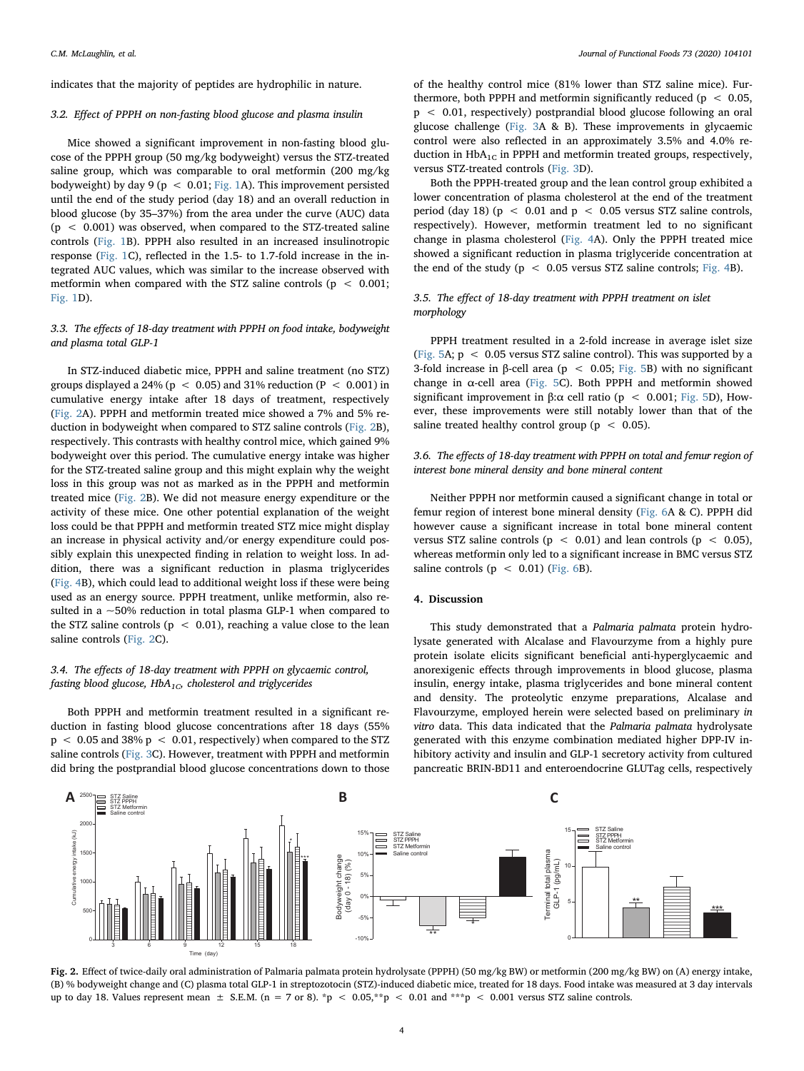indicates that the majority of peptides are hydrophilic in nature.

### 3.2. Effect of PPPH on non-fasting blood glucose and plasma insulin

Mice showed a significant improvement in non-fasting blood glucose of the PPPH group (50 mg/kg bodyweight) versus the STZ-treated saline group, which was comparable to oral metformin (200 mg/kg bodyweight) by day 9 ($p < 0.01$; Fig. 1A). This improvement persisted until the end of the study period (day 18) and an overall reduction in blood glucose (by 35–37%) from the area under the curve (AUC) data ($p < 0.001$) was observed, when compared to the STZ-treated saline controls (Fig. 1B). PPPH also resulted in an increased insulinotropic response (Fig. 1C), reflected in the 1.5- to 1.7-fold increase in the integrated AUC values, which was similar to the increase observed with metformin when compared with the STZ saline controls ($p < 0.001$; Fig. 1D).

### 3.3. The effects of 18-day treatment with PPPH on food intake, bodyweight and plasma total GLP-1

In STZ-induced diabetic mice, PPPH and saline treatment (no STZ) groups displayed a 24% ($p < 0.05$) and 31% reduction ($P < 0.001$) in cumulative energy intake after 18 days of treatment, respectively (Fig. 2A). PPPH and metformin treated mice showed a 7% and 5% reduction in bodyweight when compared to STZ saline controls (Fig. 2B), respectively. This contrasts with healthy control mice, which gained 9% bodyweight over this period. The cumulative energy intake was higher for the STZ-treated saline group and this might explain why the weight loss in this group was not as marked as in the PPPH and metformin treated mice (Fig. 2B). We did not measure energy expenditure or the activity of these mice. One other potential explanation of the weight loss could be that PPPH and metformin treated STZ mice might display an increase in physical activity and/or energy expenditure could possibly explain this unexpected finding in relation to weight loss. In addition, there was a significant reduction in plasma triglycerides (Fig. 4B), which could lead to additional weight loss if these were being used as an energy source. PPPH treatment, unlike metformin, also resulted in a ~50% reduction in total plasma GLP-1 when compared to the STZ saline controls ($p < 0.01$), reaching a value close to the lean saline controls (Fig. 2C).

### 3.4. The effects of 18-day treatment with PPPH on glycaemic control, fasting blood glucose, $HbA_{1C}$, cholesterol and triglycerides

Both PPPH and metformin treatment resulted in a significant reduction in fasting blood glucose concentrations after 18 days (55% $p < 0.05$ and 38% $p < 0.01$, respectively) when compared to the STZ saline controls (Fig. 3C). However, treatment with PPPH and metformin did bring the postprandial blood glucose concentrations down to those of the healthy control mice (81% lower than STZ saline mice). Furthermore, both PPPH and metformin significantly reduced ($p < 0.05$, $p < 0.01$, respectively) postprandial blood glucose following an oral glucose challenge (Fig. 3A & B). These improvements in glycaemic control were also reflected in an approximately 3.5% and 4.0% reduction in $HbA_{1C}$ in PPPH and metformin treated groups, respectively, versus STZ-treated controls (Fig. 3D).

Both the PPPH-treated group and the lean control group exhibited a lower concentration of plasma cholesterol at the end of the treatment period (day 18) ($p < 0.01$ and $p < 0.05$ versus STZ saline controls, respectively). However, metformin treatment led to no significant change in plasma cholesterol (Fig. 4A). Only the PPPH treated mice showed a significant reduction in plasma triglyceride concentration at the end of the study ($p < 0.05$ versus STZ saline controls; Fig. 4B).

### 3.5. The effect of 18-day treatment with PPPH treatment on islet morphology

PPPH treatment resulted in a 2-fold increase in average islet size (Fig. 5A; $p < 0.05$ versus STZ saline control). This was supported by a 3-fold increase in β-cell area ($p < 0.05$; Fig. 5B) with no significant change in α-cell area (Fig. 5C). Both PPPH and metformin showed significant improvement in β:α cell ratio ($p < 0.001$; Fig. 5D), However, these improvements were still notably lower than that of the saline treated healthy control group ($p < 0.05$).

### 3.6. The effects of 18-day treatment with PPPH on total and femur region of interest bone mineral density and bone mineral content

Neither PPPH nor metformin caused a significant change in total or femur region of interest bone mineral density (Fig. 6A & C). PPPH did however cause a significant increase in total bone mineral content versus STZ saline controls ($p < 0.01$) and lean controls ($p < 0.05$), whereas metformin only led to a significant increase in BMC versus STZ saline controls ($p < 0.01$) (Fig. 6B).

## 4. Discussion

This study demonstrated that a *Palmaria palmata* protein hydrolysate generated with Alcalase and Flavourzyme from a highly pure protein isolate elicits significant beneficial anti-hyperglycaemic and anorexigenic effects through improvements in blood glucose, plasma insulin, energy intake, plasma triglycerides and bone mineral content and density. The proteolytic enzyme preparations, Alcalase and Flavourzyme, employed herein were selected based on preliminary *in vitro* data. This data indicated that the *Palmaria palmata* hydrolysate generated with this enzyme combination mediated higher DPP-IV inhibitory activity and insulin and GLP-1 secretory activity from cultured pancreatic BRIN-BD11 and enteroendocrine GLUTag cells, respectively

**Fig. 2.** Effect of twice-daily oral administration of Palmaria palmata protein hydrolysate (PPPH) (50 mg/kg BW) or metformin (200 mg/kg BW) on (A) energy intake, (B) % bodyweight change and (C) plasma total GLP-1 in streptozotocin (STZ)-induced diabetic mice, treated for 18 days. Food intake was measured at 3 day intervals up to day 18. Values represent mean ± S.E.M. (n = 7 or 8). *$p < 0.05$,**$p < 0.01$ and ***$p < 0.001$ versus STZ saline controls.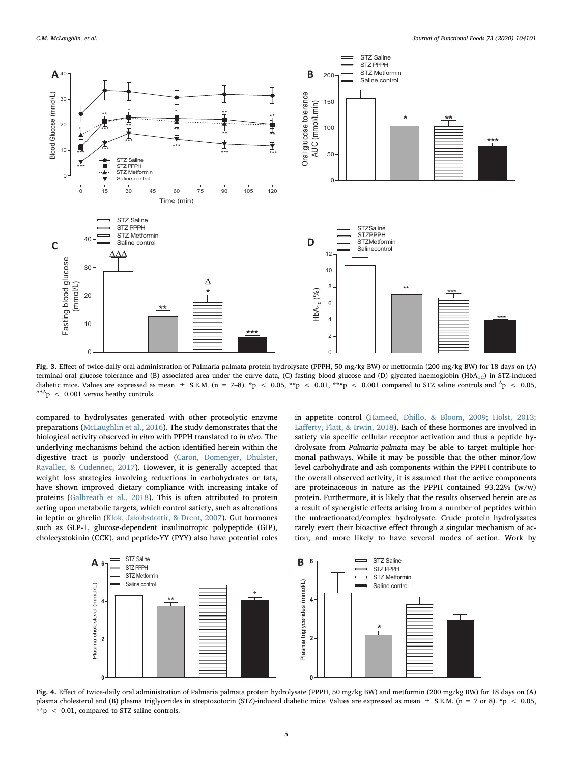**Fig. 3.** Effect of twice-daily oral administration of Palmaria palmata protein hydrolysate (PPPH, 50 mg/kg BW) or metformin (200 mg/kg BW) for 18 days on (A) terminal oral glucose tolerance and (B) associated area under the curve data, (C) fasting blood glucose and (D) glycated haemoglobin ($HbA_{1C}$) in STZ-induced diabetic mice. Values are expressed as mean ± S.E.M. (n = 7–8). *p < 0.05, **p < 0.01, ***p < 0.001 compared to STZ saline controls and $^{\Delta}$p < 0.05, $^{\Delta\Delta\Delta}$p < 0.001 versus heathy controls.

compared to hydrolysates generated with other proteolytic enzyme preparations (McLaughlin et al., 2016). The study demonstrates that the biological activity observed *in vitro* with PPPH translated to *in vivo*. The underlying mechanisms behind the action identified herein within the digestive tract is poorly understood (Caron, Domenger, Dhulster, Ravallec, & Cudennec, 2017). However, it is generally accepted that weight loss strategies involving reductions in carbohydrates or fats, have shown improved dietary compliance with increasing intake of proteins (Galbreath et al., 2018). This is often attributed to protein acting upon metabolic targets, which control satiety, such as alterations in leptin or ghrelin (Klok, Jakobsdottir, & Drent, 2007). Gut hormones such as GLP-1, glucose-dependent insulinotropic polypeptide (GIP), cholecystokinin (CCK), and peptide-YY (PYY) also have potential roles in appetite control (Hameed, Dhillo, & Bloom, 2009; Holst, 2013; Lafferty, Flatt, & Irwin, 2018). Each of these hormones are involved in satiety via specific cellular receptor activation and thus a peptide hydrolysate from *Palmaria palmata* may be able to target multiple hormonal pathways. While it may be possible that the other minor/low level carbohydrate and ash components within the PPPH contribute to the overall observed activity, it is assumed that the active components are proteinaceous in nature as the PPPH contained 93.22% (w/w) protein. Furthermore, it is likely that the results observed herein are as a result of synergistic effects arising from a number of peptides within the unfractionated/complex hydrolysate. Crude protein hydrolysates rarely exert their bioactive effect through a singular mechanism of action, and more likely to have several modes of action. Work by

**Fig. 4.** Effect of twice-daily oral administration of Palmaria palmata protein hydrolysate (PPPH, 50 mg/kg BW) and metformin (200 mg/kg BW) for 18 days on (A) plasma cholesterol and (B) plasma triglycerides in streptozotocin (STZ)-induced diabetic mice. Values are expressed as mean ± S.E.M. (n = 7 or 8). *p < 0.05, **p < 0.01, compared to STZ saline controls.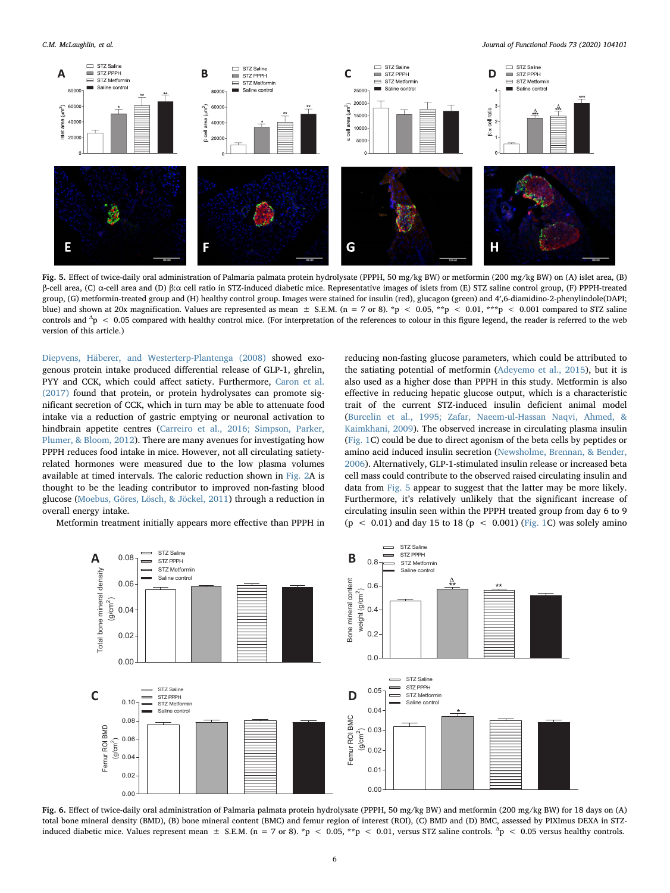**Fig. 5.** Effect of twice-daily oral administration of Palmaria palmata protein hydrolysate (PPPH, 50 mg/kg BW) or metformin (200 mg/kg BW) on (A) islet area, (B) β-cell area, (C) α-cell area and (D) β:α cell ratio in STZ-induced diabetic mice. Representative images of islets from (E) STZ saline control group, (F) PPPH-treated group, (G) metformin-treated group and (H) healthy control group. Images were stained for insulin (red), glucagon (green) and 4′,6-diamidino-2-phenylindole(DAPI; blue) and shown at 20x magnification. Values are represented as mean ± S.E.M. (n = 7 or 8). \*p < 0.05, \*\*p < 0.01, \*\*\*p < 0.001 compared to STZ saline controls and $^{\Delta}$p < 0.05 compared with healthy control mice. (For interpretation of the references to colour in this figure legend, the reader is referred to the web version of this article.)

Diepvens, Häberer, and Westerterp-Plantenga (2008) showed exogenous protein intake produced differential release of GLP-1, ghrelin, PYY and CCK, which could affect satiety. Furthermore, Caron et al. (2017) found that protein, or protein hydrolysates can promote significant secretion of CCK, which in turn may be able to attenuate food intake via a reduction of gastric emptying or neuronal activation to hindbrain appetite centres (Carreiro et al., 2016; Simpson, Parker, Plumer, & Bloom, 2012). There are many avenues for investigating how PPPH reduces food intake in mice. However, not all circulating satiety-related hormones were measured due to the low plasma volumes available at timed intervals. The caloric reduction shown in Fig. 2A is thought to be the leading contributor to improved non-fasting blood glucose (Moebus, Göres, Lösch, & Jöckel, 2011) through a reduction in overall energy intake.

Metformin treatment initially appears more effective than PPPH in reducing non-fasting glucose parameters, which could be attributed to the satiating potential of metformin (Adeyemo et al., 2015), but it is also used as a higher dose than PPPH in this study. Metformin is also effective in reducing hepatic glucose output, which is a characteristic trait of the current STZ-induced insulin deficient animal model (Burcelin et al., 1995; Zafar, Naeem-ul-Hassan Naqvi, Ahmed, & Kaimkhani, 2009). The observed increase in circulating plasma insulin (Fig. 1C) could be due to direct agonism of the beta cells by peptides or amino acid induced insulin secretion (Newsholme, Brennan, & Bender, 2006). Alternatively, GLP-1-stimulated insulin release or increased beta cell mass could contribute to the observed raised circulating insulin and data from Fig. 5 appear to suggest that the latter may be more likely. Furthermore, it's relatively unlikely that the significant increase of circulating insulin seen within the PPPH treated group from day 6 to 9 (p < 0.01) and day 15 to 18 (p < 0.001) (Fig. 1C) was solely amino

**Fig. 6.** Effect of twice-daily oral administration of Palmaria palmata protein hydrolysate (PPPH, 50 mg/kg BW) and metformin (200 mg/kg BW) for 18 days on (A) total bone mineral density (BMD), (B) bone mineral content (BMC) and femur region of interest (ROI), (C) BMD and (D) BMC, assessed by PIXImus DEXA in STZ-induced diabetic mice. Values represent mean ± S.E.M. (n = 7 or 8). \*p < 0.05, \*\*p < 0.01, versus STZ saline controls. $^{\Delta}$p < 0.05 versus healthy controls.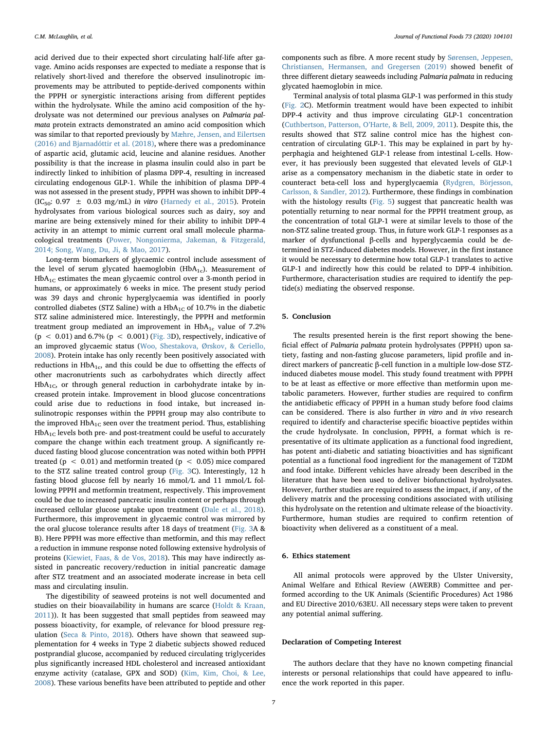acid derived due to their expected short circulating half-life after gavage. Amino acids responses are expected to mediate a response that is relatively short-lived and therefore the observed insulinotropic improvements may be attributed to peptide-derived components within the PPPH or synergistic interactions arising from different peptides within the hydrolysate. While the amino acid composition of the hydrolysate was not determined our previous analyses on *Palmaria palmata* protein extracts demonstrated an amino acid composition which was similar to that reported previously by Mæhre, Jensen, and Eilertsen (2016) and Bjarnadóttir et al. (2018), where there was a predominance of aspartic acid, glutamic acid, leucine and alanine residues. Another possibility is that the increase in plasma insulin could also in part be indirectly linked to inhibition of plasma DPP-4, resulting in increased circulating endogenous GLP-1. While the inhibition of plasma DPP-4 was not assessed in the present study, PPPH was shown to inhibit DPP-4 ($IC_{50}$: 0.97 ± 0.03 mg/mL) *in vitro* (Harnedy et al., 2015). Protein hydrolysates from various biological sources such as dairy, soy and marine are being extensively mined for their ability to inhibit DPP-4 activity in an attempt to mimic current oral small molecule pharmacological treatments (Power, Nongonierma, Jakeman, & Fitzgerald, 2014; Song, Wang, Du, Ji, & Mao, 2017).

Long-term biomarkers of glycaemic control include assessment of the level of serum glycated haemoglobin ($HbA_{1c}$). Measurement of $HbA_{1C}$ estimates the mean glycaemic control over a 3-month period in humans, or approximately 6 weeks in mice. The present study period was 39 days and chronic hyperglycaemia was identified in poorly controlled diabetes (STZ Saline) with a $HbA_{1C}$ of 10.7% in the diabetic STZ saline administered mice. Interestingly, the PPPH and metformin treatment group mediated an improvement in $HbA_{1c}$ value of 7.2% ($p < 0.01$) and 6.7% ($p < 0.001$) (Fig. 3D), respectively, indicative of an improved glycaemic status (Woo, Shestakova, Ørskov, & Ceriello, 2008). Protein intake has only recently been positively associated with reductions in $HbA_{1c}$, and this could be due to offsetting the effects of other macronutrients such as carbohydrates which directly affect $HbA_{1C}$, or through general reduction in carbohydrate intake by increased protein intake. Improvement in blood glucose concentrations could arise due to reductions in food intake, but increased insulinotropic responses within the PPPH group may also contribute to the improved $HbA_{1C}$ seen over the treatment period. Thus, establishing $HbA_{1C}$ levels both pre- and post-treatment could be useful to accurately compare the change within each treatment group. A significantly reduced fasting blood glucose concentration was noted within both PPPH treated ($p < 0.01$) and metformin treated ($p < 0.05$) mice compared to the STZ saline treated control group (Fig. 3C). Interestingly, 12 h fasting blood glucose fell by nearly 16 mmol/L and 11 mmol/L following PPPH and metformin treatment, respectively. This improvement could be due to increased pancreatic insulin content or perhaps through increased cellular glucose uptake upon treatment (Dale et al., 2018). Furthermore, this improvement in glycaemic control was mirrored by the oral glucose tolerance results after 18 days of treatment (Fig. 3A & B). Here PPPH was more effective than metformin, and this may reflect a reduction in immune response noted following extensive hydrolysis of proteins (Kiewiet, Faas, & de Vos, 2018). This may have indirectly assisted in pancreatic recovery/reduction in initial pancreatic damage after STZ treatment and an associated moderate increase in beta cell mass and circulating insulin.

The digestibility of seaweed proteins is not well documented and studies on their bioavailability in humans are scarce (Holdt & Kraan, 2011)). It has been suggested that small peptides from seaweed may possess bioactivity, for example, of relevance for blood pressure regulation (Seca & Pinto, 2018). Others have shown that seaweed supplementation for 4 weeks in Type 2 diabetic subjects showed reduced postprandial glucose, accompanied by reduced circulating triglycerides plus significantly increased HDL cholesterol and increased antioxidant enzyme activity (catalase, GPX and SOD) (Kim, Kim, Choi, & Lee, 2008). These various benefits have been attributed to peptide and other components such as fibre. A more recent study by Sørensen, Jeppesen, Christiansen, Hermansen, and Gregersen (2019) showed benefit of three different dietary seaweeds including *Palmaria palmata* in reducing glycated haemoglobin in mice.

Terminal analysis of total plasma GLP-1 was performed in this study (Fig. 2C). Metformin treatment would have been expected to inhibit DPP-4 activity and thus improve circulating GLP-1 concentration (Cuthbertson, Patterson, O'Harte, & Bell, 2009, 2011). Despite this, the results showed that STZ saline control mice has the highest concentration of circulating GLP-1. This may be explained in part by hyperphagia and heightened GLP-1 release from intestinal L-cells. However, it has previously been suggested that elevated levels of GLP-1 arise as a compensatory mechanism in the diabetic state in order to counteract beta-cell loss and hyperglycaemia (Rydgren, Börjesson, Carlsson, & Sandler, 2012). Furthermore, these findings in combination with the histology results (Fig. 5) suggest that pancreatic health was potentially returning to near normal for the PPPH treatment group, as the concentration of total GLP-1 were at similar levels to those of the non-STZ saline treated group. Thus, in future work GLP-1 responses as a marker of dysfunctional β-cells and hyperglycaemia could be determined in STZ-induced diabetes models. However, in the first instance it would be necessary to determine how total GLP-1 translates to active GLP-1 and indirectly how this could be related to DPP-4 inhibition. Furthermore, characterisation studies are required to identify the peptide(s) mediating the observed response.

## 5. Conclusion

The results presented herein is the first report showing the beneficial effect of *Palmaria palmata* protein hydrolysates (PPPH) upon satiety, fasting and non-fasting glucose parameters, lipid profile and indirect markers of pancreatic β-cell function in a multiple low-dose STZ-induced diabetes mouse model. This study found treatment with PPPH to be at least as effective or more effective than metformin upon metabolic parameters. However, further studies are required to confirm the antidiabetic efficacy of PPPH in a human study before food claims can be considered. There is also further *in vitro* and *in vivo* research required to identify and characterise specific bioactive peptides within the crude hydrolysate. In conclusion, PPPH, a format which is representative of its ultimate application as a functional food ingredient, has potent anti-diabetic and satiating bioactivities and has significant potential as a functional food ingredient for the management of T2DM and food intake. Different vehicles have already been described in the literature that have been used to deliver biofunctional hydrolysates. However, further studies are required to assess the impact, if any, of the delivery matrix and the processing conditions associated with utilising this hydrolysate on the retention and ultimate release of the bioactivity. Furthermore, human studies are required to confirm retention of bioactivity when delivered as a constituent of a meal.

## 6. Ethics statement

All animal protocols were approved by the Ulster University, Animal Welfare and Ethical Review (AWERB) Committee and performed according to the UK Animals (Scientific Procedures) Act 1986 and EU Directive 2010/63EU. All necessary steps were taken to prevent any potential animal suffering.

## Declaration of Competing Interest

The authors declare that they have no known competing financial interests or personal relationships that could have appeared to influence the work reported in this paper.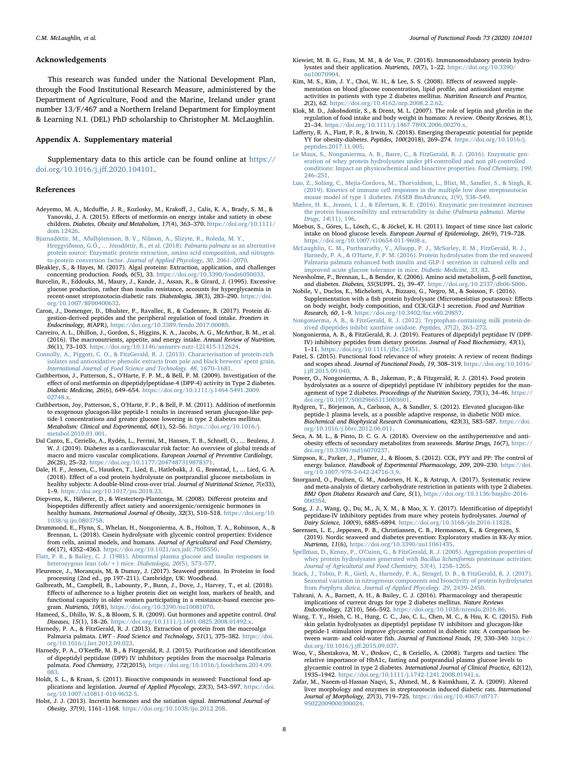## Acknowledgements

This research was funded under the National Development Plan, through the Food Institutional Research Measure, administered by the Department of Agriculture, Food and the Marine, Ireland under grant number 13/F/467 and a Northern Ireland Department for Employment & Learning N.I. (DEL) PhD scholarship to Christopher M. McLaughlin.

## Appendix A. Supplementary material

Supplementary data to this article can be found online at https://doi.org/10.1016/j.jff.2020.104101.

## References

Adeyemo, M. A., Mcduffie, J. R., Kozlosky, M., Krakoff, J., Calis, K. A., Brady, S. M., & Yanovski, J. A. (2015). Effects of metformin on energy intake and satiety in obese children. *Diabetes, Obesity and Metabolism, 17*(4), 363–370. https://doi.org/10.1111/dom.12426.

Bjarnadóttir, M., Aðalbjörnsson, B. V., Nilsson, A., Slizyte, R., Roleda, M. Y., Hreggviðsson, G.Ó., ... Jónsdóttir, R., et al. (2018). *Palmaria palmata* as an alternative protein source: Enzymatic protein extraction, amino acid composition, and nitrogen-to-protein conversion factor. *Journal of Applied Phycology, 30*, 2061–2070.

Bleakley, S., & Hayes, M. (2017). Algal proteins: Extraction, application, and challenges concerning production. *Foods, 6*(5), 33. https://doi.org/10.3390/foods6050033.

Burcelin, R., Eddouks, M., Maury, J., Kande, J., Assan, R., & Girard, J. (1995). Excessive glucose production, rather than insulin resistance, accounts for hyperglycaemia in recent-onset streptozotocin-diabetic rats. *Diabetologia, 38*(3), 283–290. https://doi.org/10.1007/BF00400632.

Caron, J., Domenger, D., Dhulster, P., Ravallec, R., & Cudennec, B. (2017). Protein digestion-derived peptides and the peripheral regulation of food intake. *Frontiers in Endocrinology, 8*(APR), https://doi.org/10.3389/fendo.2017.00085.

Carreiro, A. L., Dhillon, J., Gordon, S., Higgins, K. A., Jacobs, A. G., McArthur, B. M., et al. (2016). The macronutrients, appetite, and energy intake. *Annual Review of Nutrition, 36*(1), 73–103. https://doi.org/10.1146/annurev-nutr-121415-112624.

Connolly, A., Piggott, C. O., & FitzGerald, R. J. (2013). Characterisation of protein-rich isolates and antioxidative phenolic extracts from pale and black brewers' spent grain. *International Journal of Food Science and Technology. 48*, 1670–1681.

Cuthbertson, J., Patterson, S., O'Harte, F. P. M., & Bell, P. M. (2009). Investigation of the effect of oral metformin on dipeptidylpeptidase-4 (DPP-4) activity in Type 2 diabetes. *Diabetic Medicine, 26*(6), 649–654. https://doi.org/10.1111/j.1464-5491.2009.02748.x.

Cuthbertson, Joy, Patterson, S., O'Harte, F. P., & Bell, P. M. (2011). Addition of metformin to exogenous glucagon-like peptide-1 results in increased serum glucagon-like peptide-1 concentrations and greater glucose lowering in type 2 diabetes mellitus. *Metabolism: Clinical and Experimental, 60*(1), 52–56. https://doi.org/10.1016/j.metabol.2010.01.001.

Dal Canto, E., Ceriello, A., Rydén, L., Ferrini, M., Hansen, T. B., Schnell, O., ... Beulens, J. W. J. (2019). Diabetes as a cardiovascular risk factor: An overview of global trends of macro and micro vascular complications. *European Journal of Preventive Cardiology, 26*(2S), 25–32. https://doi.org/10.1177/2047487319878371.

Dale, H. F., Jensen, C., Hausken, T., Lied, E., Hatlebakk, J. G., Brønstad, I., ... Lied, G. A. (2018). Effect of a cod protein hydrolysate on postprandial glucose metabolism in healthy subjects: A double-blind cross-over trial. *Journal of Nutritional Science, 7*(e33), 1–9. https://doi.org/10.1017/jns.2018.23.

Diepvens, K., Häberer, D., & Westerterp-Plantenga, M. (2008). Different proteins and biopeptides differently affect satiety and anorexigenic/orexigenic hormones in healthy humans. *International Journal of Obesity, 32*(3), 510–518. https://doi.org/10.1038/sj.ijo.0803758.

Drummond, E., Flynn, S., Whelan, H., Nongonierma, A. B., Holton, T. A., Robinson, A., & Brennan, L. (2018). Casein hydrolysate with glycemic control properties: Evidence from cells, animal models, and humans. *Journal of Agricultural and Food Chemistry, 66*(17), 4352–4363. https://doi.org/10.1021/acs.jafc.7b05550.

Flatt, P. R., & Bailey, C. J. (1981). Abnormal plasma glucose and insulin responses in heterozygous lean (ob/+) mice. *Diabetologia, 20*(5), 573–577.

Fleurence, J., Morançais, M, & Dumay, J. (2017). Seaweed proteins. In Proteins in food processing (2nd ed., pp 197–211). Cambridge, UK: Woodhead.

Galbreath, M., Campbell, B., Labounty, P., Bunn, J., Dove, J., Harvey, T., et al. (2018). Effects of adherence to a higher protein diet on weight loss, markers of health, and functional capacity in older women participating in a resistance-based exercise program. *Nutrients, 10*(8), https://doi.org/10.3390/nu10081070.

Hameed, S., Dhillo, W. S., & Bloom, S. R. (2009). Gut hormones and appetite control. *Oral Diseases, 15*(1), 18–26. https://doi.org/10.1111/j.1601-0825.2008.01492.x.

Harnedy, P. A., & FitzGerald, R. J. (2013). Extraction of protein from the macroalga Palmaria palmata. *LWT - Food Science and Technology, 51*(1), 375–382. https://doi.org/10.1016/j.lwt.2012.09.023.

Harnedy, P. A., O'Keeffe, M. B., & Fitzgerald, R. J. (2015). Purification and identification of dipeptidyl peptidase (DPP) IV inhibitory peptides from the macroalga Palmaria palmata. *Food Chemistry, 172*(2015), https://doi.org/10.1016/j.foodchem.2014.09.083.

Holdt, S. L., & Kraan, S. (2011). Bioactive compounds in seaweed: Functional food applications and legislation. *Journal of Applied Phycology, 23*(3), 543–597. https://doi.org/10.1007/s10811-010-9632-5.

Holst, J. J. (2013). Incretin hormones and the satiation signal. *International Journal of Obesity, 37*(9), 1161–1168. https://doi.org/10.1038/ijo.2012.208.

Kiewiet, M. B. G., Faas, M. M., & de Vos, P. (2018). Immunomodulatory protein hydrolysates and their application. *Nutrients, 10*(7), 1–22. https://doi.org/10.3390/nu10070904.

Kim, M. S., Kim, J. Y., Choi, W. H., & Lee, S. S. (2008). Effects of seaweed supplementation on blood glucose concentration, lipid profile, and antioxidant enzyme activities in patients with type 2 diabetes mellitus. *Nutrition Research and Practice, 2*(2), 62. https://doi.org/10.4162/nrp.2008.2.2.62.

Klok, M. D., Jakobsdottir, S., & Drent, M. L. (2007). The role of leptin and ghrelin in the regulation of food intake and body weight in humans: A review. *Obesity Reviews, 8*(1), 21–34. https://doi.org/10.1111/j.1467-789X.2006.00270.x.

Lafferty, R. A., Flatt, P. R., & Irwin, N. (2018). Emerging therapeutic potential for peptide YY for obesity-diabetes. *Peptides, 100*(2018), 269–274. https://doi.org/10.1016/j.peptides.2017.11.005.

Le Maux, S., Nongonierma, A. B., Barre, C., & FitzGerald, R. J. (2016). Enzymatic generation of whey protein hydrolysates under pH-controlled and non pH-controlled conditions: Impact on physicochemical and bioactive properties. *Food Chemistry, 199*, 246–251.

Luo, Z., Soläng, C., Mejia-Cordova, M., Thorvaldson, L., Blixt, M., Sandler, S., & Singh, K. (2019). Kinetics of immune cell responses in the multiple low dose streptozotocin mouse model of type 1 diabetes. *FASEB BioAdvances, 1*(9), 538–549.

Mæhre, H. K., Jensen, I. J., & Eilertsen, K. E. (2016). Enzymatic pre-treatment increases the protein bioaccessibility and extractability in dulse (*Palmaria palmata*). *Marine Drugs, 14*(11), 196.

Moebus, S., Göres, L., Lösch, C., & Jöckel, K. H. (2011). Impact of time since last caloric intake on blood glucose levels. *European Journal of Epidemiology, 26*(9), 719–728. https://doi.org/10.1007/s10654-011-9608-z.

McLaughlin, C. M., Parthsarathy, V., Allsopp, P. J., McSorley, E. M., FitzGerald, R. J., Harnedy, P. A., & O'Harte, F. P. M. (2016). Protein hydrolysates from the red seaweed Palmaria palmata enhanced both insulin and GLP-1 secretion in cultured cells and improved acute glucose tolerance in mice. *Diabetic Medicine, 33*, 82.

Newsholme, P., Brennan, L., & Bender, K. (2006). Amino acid metabolism, β-cell function, and diabetes. *Diabetes, 55*(SUPPL. 2), 39–47. https://doi.org/10.2337/db06-S006.

Nobile, V., Duclos, E., Michelotti, A., Bizzaro, G., Negro, M., & Soisson, F. (2016). Supplementation with a fish protein hydrolysate (Micromesistius poutassou): Effects on body weight, body composition, and CCK/GLP-1 secretion. *Food and Nutrition Research, 60*, 1–9. https://doi.org/10.3402/fnr.v60.29857.

Nongonierma, A. B., & FitzGerald, R. J. (2012). Tryptophan-containing milk protein-derived dipeptides inhibit xanthine oxidase. *Peptides, 37*(2), 263–272.

Nongonierma, A. B., & FitzGerald, R. J. (2019). Features of dipeptidyl peptidase IV (DPP-IV) inhibitory peptides from dietary proteins. *Journal of Food Biochemistry, 43*(1), 1–11. https://doi.org/10.1111/jfbc.12451.

Patel, S. (2015). Functional food relevance of whey protein: A review of recent findings and scopes ahead. *Journal of Functional Foods, 19*, 308–319. https://doi.org/10.1016/j.jff.2015.09.040.

Power, O., Nongonierma, A. B., Jakeman, P., & Fitzgerald, R. J. (2014). Food protein hydrolysates as a source of dipeptidyl peptidase IV inhibitory peptides for the management of type 2 diabetes. *Proceedings of the Nutrition Society, 73*(1), 34–46. https://doi.org/10.1017/S0029665113003601.

Rydgren, T., Börjesson, A., Carlsson, A., & Sandler, S. (2012). Elevated glucagon-like peptide-1 plasma levels, as a possible adaptive response, in diabetic NOD mice. *Biochemical and Biophysical Research Communications, 423*(3), 583–587. https://doi.org/10.1016/j.bbrc.2012.06.011.

Seca, A. M. L., & Pinto, D. C. G. A. (2018). Overview on the antihypertensive and anti-obesity effects of secondary metabolites from seaweeds. *Marine Drugs, 16*(7), https://doi.org/10.3390/md16070237.

Simpson, K., Parker, J., Plumer, J., & Bloom, S. (2012). CCK, PYY and PP: The control of energy balance. *Handbook of Experimental Pharmacology, 209*, 209–230. https://doi.org/10.1007/978-3-642-24716-3_9.

Snorgaard, O., Poulsen, G. M., Andersen, H. K., & Astrup, A. (2017). Systematic review and meta-analysis of dietary carbohydrate restriction in patients with type 2 diabetes. *BMJ Open Diabetes Research and Care, 5*(1), https://doi.org/10.1136/bmjdrc-2016-000354.

Song, J. J., Wang, Q., Du, M., Ji, X. M., & Mao, X. Y. (2017). Identification of dipeptidyl peptidase-IV inhibitory peptides from mare whey protein hydrolysates. *Journal of Dairy Science, 100*(9), 6885–6894. https://doi.org/10.3168/jds.2016-11828.

Sørensen, L. E., Jeppesen, P. B., Christiansen, C. B., Hermansen, K., & Gregersen, S. (2019). Nordic seaweed and diabetes prevention: Exploratory studies in KK-Ay mice. *Nutrients, 11*(6), https://doi.org/10.3390/nu11061435.

Spellman, D., Kenny, P., O'Cuinn, G., & FitzGerald, R. J. (2005). Aggregation properties of whey protein hydrolysates generated with *Bacillus licheniformis* proteinase activities. *Journal of Agricultural and Food Chemistry, 53*(4), 1258–1265.

Stack, J., Tobin, P. R., Gietl, A., Harnedy, P. A., Stengel, D. B., & FitzGerald, R. J. (2017). Seasonal variation in nitrogenous components and bioactivity of protein hydrolysates from *Porphyra dioica*. *Journal of Applied Phycology. 29*, 2439–2450.

Tahrani, A. A., Barnett, A. H., & Bailey, C. J. (2016). Pharmacology and therapeutic implications of current drugs for type 2 diabetes mellitus. *Nature Reviews Endocrinology, 12*(10), 566–592. https://doi.org/10.1038/nrendo.2016.86.

Wang, T. Y., Hsieh, C. H., Hung, C. C., Jao, C. L., Chen, M. C., & Hsu, K. C. (2015). Fish skin gelatin hydrolysates as dipeptidyl peptidase IV inhibitors and glucagon-like peptide-1 stimulators improve glycaemic control in diabetic rats: A comparison between warm- and cold-water fish. *Journal of Functional Foods, 19*, 330–340. https://doi.org/10.1016/j.jff.2015.09.037.

Woo, V., Shestakova, M. V., Ørskov, C., & Ceriello, A. (2008). Targets and tactics: The relative importance of HbA1c, fasting and postprandial plasma glucose levels to glycaemic control in type 2 diabetes. *International Journal of Clinical Practice, 62*(12), 1935–1942. https://doi.org/10.1111/j.1742-1241.2008.01941.x.

Zafar, M., Naeem-ul-Hassan Naqvi, S., Ahmed, M., & Kaimkhani, Z. A. (2009). Altered liver morphology and enzymes in streptozotocin induced diabetic rats. *International Journal of Morphology, 27*(3), 719–725. https://doi.org/10.4067/s0717-95022009000300024.